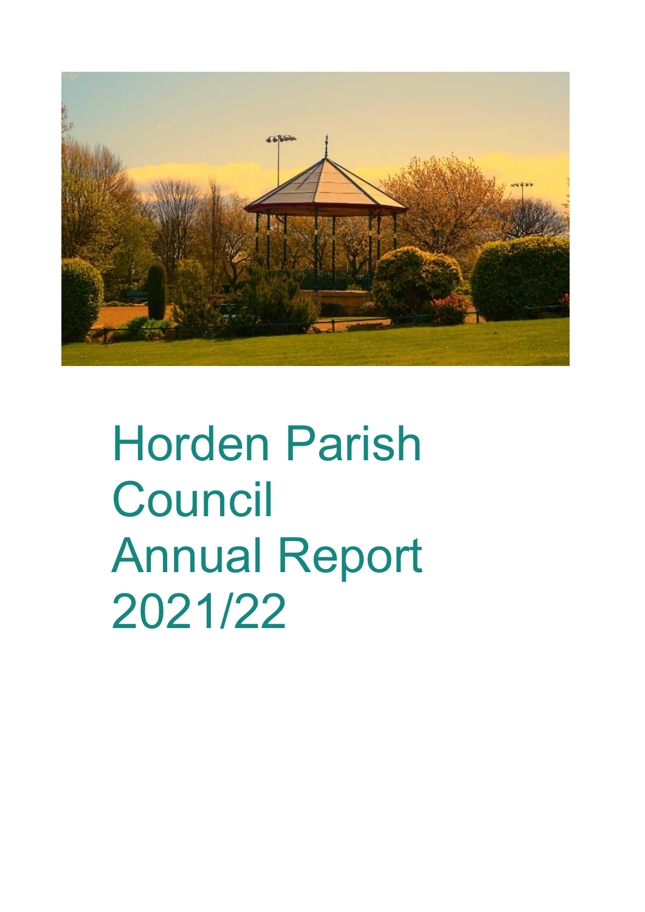# Horden Parish Council Annual Report 2021/22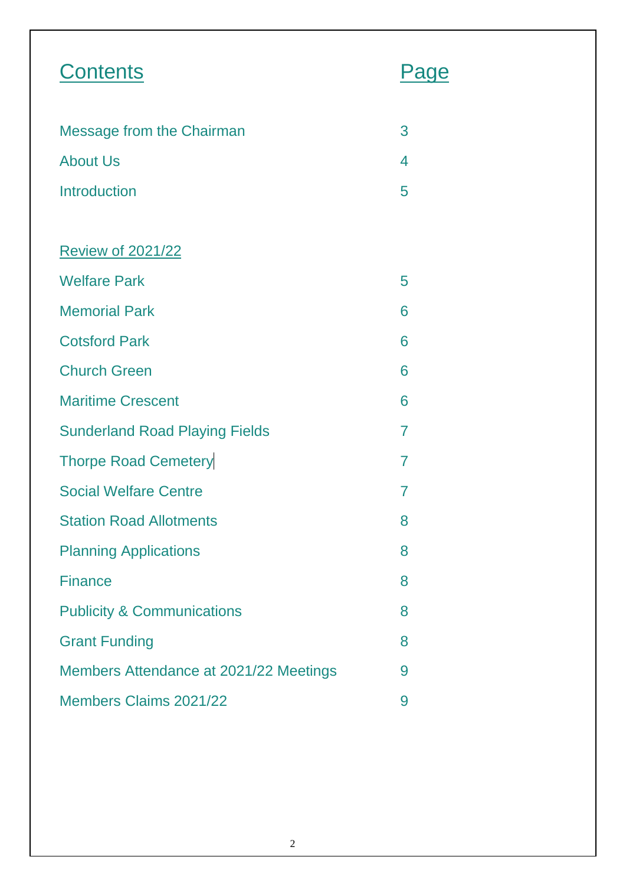| Contents | Page |
|---|---|
| Message from the Chairman | 3 |
| About Us | 4 |
| Introduction | 5 |
| | |
| Review of 2021/22 | |
| Welfare Park | 5 |
| Memorial Park | 6 |
| Cotsford Park | 6 |
| Church Green | 6 |
| Maritime Crescent | 6 |
| Sunderland Road Playing Fields | 7 |
| Thorpe Road Cemetery | 7 |
| Social Welfare Centre | 7 |
| Station Road Allotments | 8 |
| Planning Applications | 8 |
| Finance | 8 |
| Publicity & Communications | 8 |
| Grant Funding | 8 |
| Members Attendance at 2021/22 Meetings | 9 |
| Members Claims 2021/22 | 9 |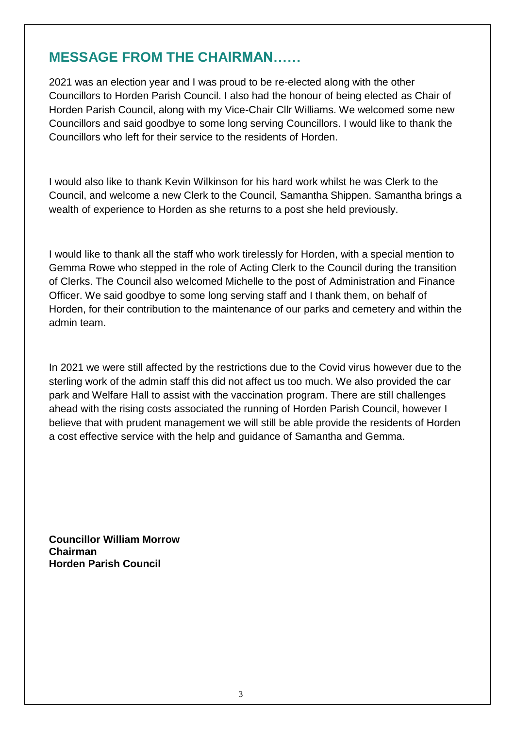## MESSAGE FROM THE CHAIRMAN……

2021 was an election year and I was proud to be re-elected along with the other Councillors to Horden Parish Council. I also had the honour of being elected as Chair of Horden Parish Council, along with my Vice-Chair Cllr Williams. We welcomed some new Councillors and said goodbye to some long serving Councillors. I would like to thank the Councillors who left for their service to the residents of Horden.

I would also like to thank Kevin Wilkinson for his hard work whilst he was Clerk to the Council, and welcome a new Clerk to the Council, Samantha Shippen. Samantha brings a wealth of experience to Horden as she returns to a post she held previously.

I would like to thank all the staff who work tirelessly for Horden, with a special mention to Gemma Rowe who stepped in the role of Acting Clerk to the Council during the transition of Clerks. The Council also welcomed Michelle to the post of Administration and Finance Officer. We said goodbye to some long serving staff and I thank them, on behalf of Horden, for their contribution to the maintenance of our parks and cemetery and within the admin team.

In 2021 we were still affected by the restrictions due to the Covid virus however due to the sterling work of the admin staff this did not affect us too much. We also provided the car park and Welfare Hall to assist with the vaccination program. There are still challenges ahead with the rising costs associated the running of Horden Parish Council, however I believe that with prudent management we will still be able provide the residents of Horden a cost effective service with the help and guidance of Samantha and Gemma.

**Councillor William Morrow**
**Chairman**
**Horden Parish Council**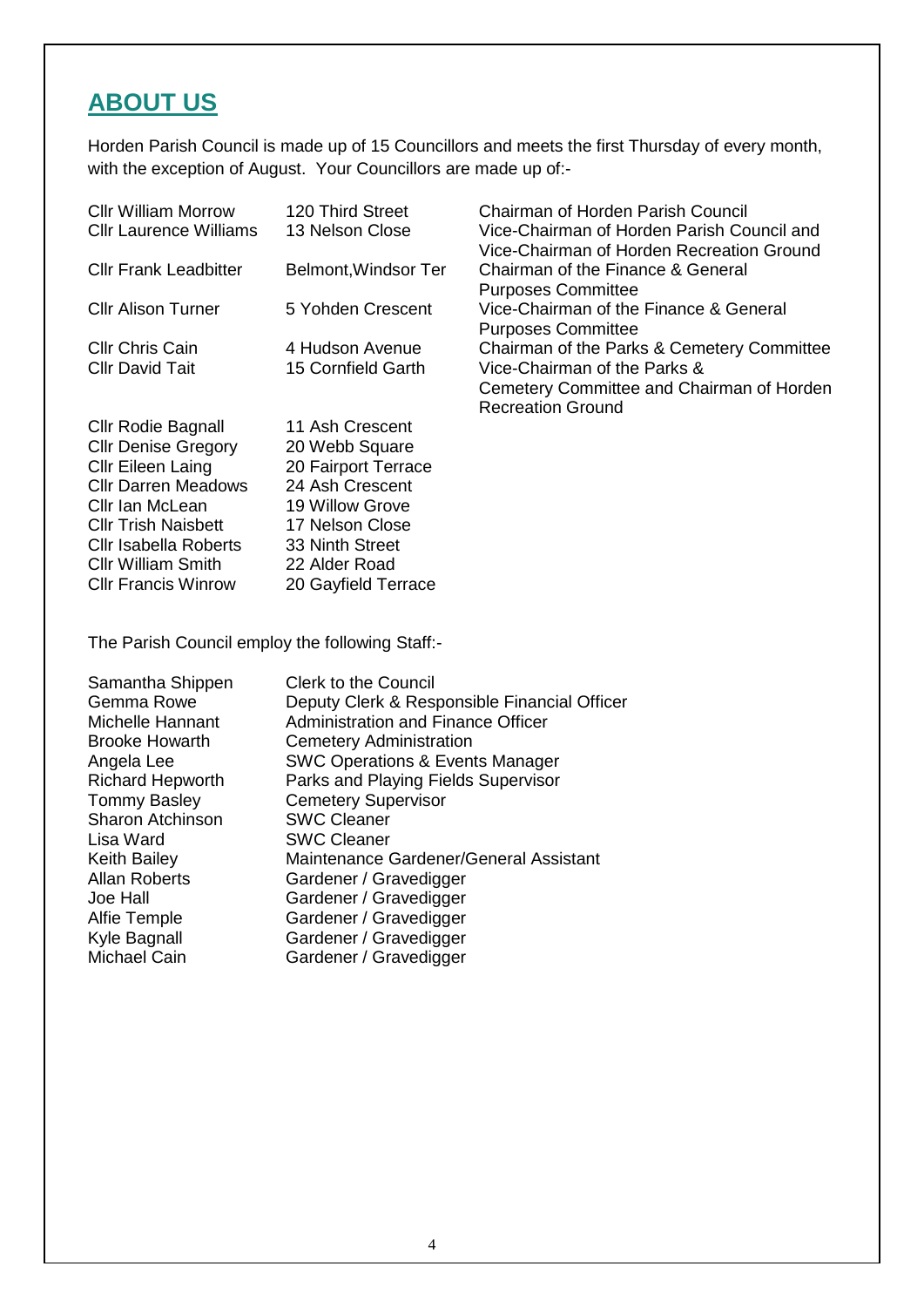## ABOUT US

Horden Parish Council is made up of 15 Councillors and meets the first Thursday of every month, with the exception of August. Your Councillors are made up of:-

| | | |
|---|---|---|
| Cllr William Morrow | 120 Third Street | Chairman of Horden Parish Council |
| Cllr Laurence Williams | 13 Nelson Close | Vice-Chairman of Horden Parish Council and Vice-Chairman of Horden Recreation Ground |
| Cllr Frank Leadbitter | Belmont,Windsor Ter | Chairman of the Finance & General Purposes Committee |
| Cllr Alison Turner | 5 Yohden Crescent | Vice-Chairman of the Finance & General Purposes Committee |
| Cllr Chris Cain | 4 Hudson Avenue | Chairman of the Parks & Cemetery Committee |
| Cllr David Tait | 15 Cornfield Garth | Vice-Chairman of the Parks & Cemetery Committee and Chairman of Horden Recreation Ground |
| Cllr Rodie Bagnall | 11 Ash Crescent | |
| Cllr Denise Gregory | 20 Webb Square | |
| Cllr Eileen Laing | 20 Fairport Terrace | |
| Cllr Darren Meadows | 24 Ash Crescent | |
| Cllr Ian McLean | 19 Willow Grove | |
| Cllr Trish Naisbett | 17 Nelson Close | |
| Cllr Isabella Roberts | 33 Ninth Street | |
| Cllr William Smith | 22 Alder Road | |
| Cllr Francis Winrow | 20 Gayfield Terrace | |

The Parish Council employ the following Staff:-

| | |
|---|---|
| Samantha Shippen | Clerk to the Council |
| Gemma Rowe | Deputy Clerk & Responsible Financial Officer |
| Michelle Hannant | Administration and Finance Officer |
| Brooke Howarth | Cemetery Administration |
| Angela Lee | SWC Operations & Events Manager |
| Richard Hepworth | Parks and Playing Fields Supervisor |
| Tommy Basley | Cemetery Supervisor |
| Sharon Atchinson | SWC Cleaner |
| Lisa Ward | SWC Cleaner |
| Keith Bailey | Maintenance Gardener/General Assistant |
| Allan Roberts | Gardener / Gravedigger |
| Joe Hall | Gardener / Gravedigger |
| Alfie Temple | Gardener / Gravedigger |
| Kyle Bagnall | Gardener / Gravedigger |
| Michael Cain | Gardener / Gravedigger |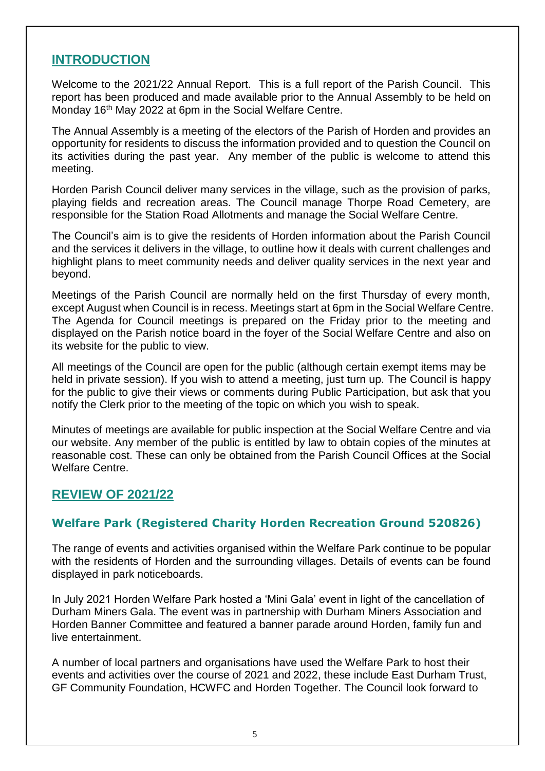## INTRODUCTION

Welcome to the 2021/22 Annual Report. This is a full report of the Parish Council. This report has been produced and made available prior to the Annual Assembly to be held on Monday 16th May 2022 at 6pm in the Social Welfare Centre.

The Annual Assembly is a meeting of the electors of the Parish of Horden and provides an opportunity for residents to discuss the information provided and to question the Council on its activities during the past year. Any member of the public is welcome to attend this meeting.

Horden Parish Council deliver many services in the village, such as the provision of parks, playing fields and recreation areas. The Council manage Thorpe Road Cemetery, are responsible for the Station Road Allotments and manage the Social Welfare Centre.

The Council's aim is to give the residents of Horden information about the Parish Council and the services it delivers in the village, to outline how it deals with current challenges and highlight plans to meet community needs and deliver quality services in the next year and beyond.

Meetings of the Parish Council are normally held on the first Thursday of every month, except August when Council is in recess. Meetings start at 6pm in the Social Welfare Centre. The Agenda for Council meetings is prepared on the Friday prior to the meeting and displayed on the Parish notice board in the foyer of the Social Welfare Centre and also on its website for the public to view.

All meetings of the Council are open for the public (although certain exempt items may be held in private session). If you wish to attend a meeting, just turn up. The Council is happy for the public to give their views or comments during Public Participation, but ask that you notify the Clerk prior to the meeting of the topic on which you wish to speak.

Minutes of meetings are available for public inspection at the Social Welfare Centre and via our website. Any member of the public is entitled by law to obtain copies of the minutes at reasonable cost. These can only be obtained from the Parish Council Offices at the Social Welfare Centre.

## REVIEW OF 2021/22

### Welfare Park (Registered Charity Horden Recreation Ground 520826)

The range of events and activities organised within the Welfare Park continue to be popular with the residents of Horden and the surrounding villages. Details of events can be found displayed in park noticeboards.

In July 2021 Horden Welfare Park hosted a 'Mini Gala' event in light of the cancellation of Durham Miners Gala. The event was in partnership with Durham Miners Association and Horden Banner Committee and featured a banner parade around Horden, family fun and live entertainment.

A number of local partners and organisations have used the Welfare Park to host their events and activities over the course of 2021 and 2022, these include East Durham Trust, GF Community Foundation, HCWFC and Horden Together. The Council look forward to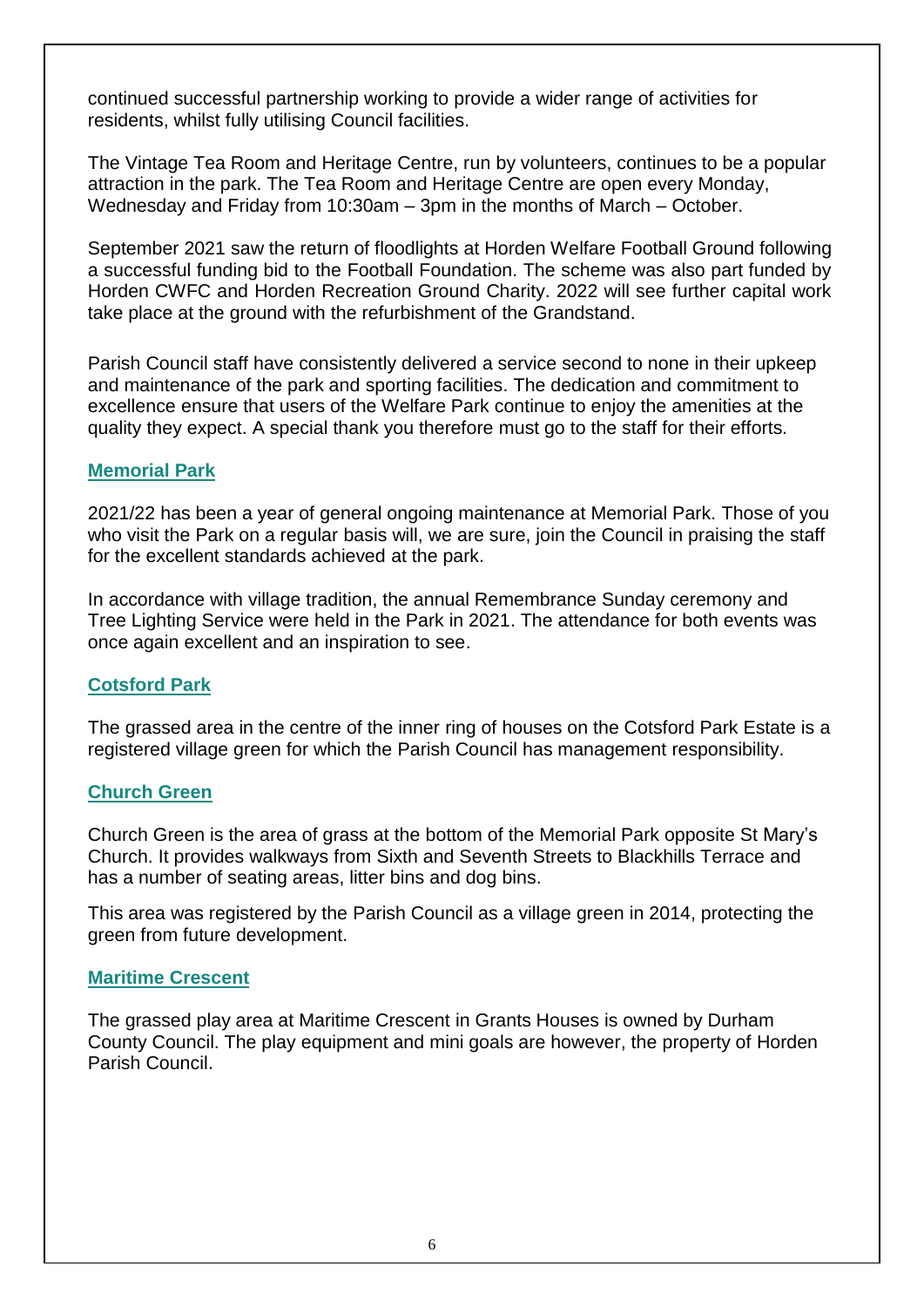continued successful partnership working to provide a wider range of activities for residents, whilst fully utilising Council facilities.

The Vintage Tea Room and Heritage Centre, run by volunteers, continues to be a popular attraction in the park. The Tea Room and Heritage Centre are open every Monday, Wednesday and Friday from 10:30am – 3pm in the months of March – October.

September 2021 saw the return of floodlights at Horden Welfare Football Ground following a successful funding bid to the Football Foundation. The scheme was also part funded by Horden CWFC and Horden Recreation Ground Charity. 2022 will see further capital work take place at the ground with the refurbishment of the Grandstand.

Parish Council staff have consistently delivered a service second to none in their upkeep and maintenance of the park and sporting facilities. The dedication and commitment to excellence ensure that users of the Welfare Park continue to enjoy the amenities at the quality they expect. A special thank you therefore must go to the staff for their efforts.

## Memorial Park

2021/22 has been a year of general ongoing maintenance at Memorial Park. Those of you who visit the Park on a regular basis will, we are sure, join the Council in praising the staff for the excellent standards achieved at the park.

In accordance with village tradition, the annual Remembrance Sunday ceremony and Tree Lighting Service were held in the Park in 2021. The attendance for both events was once again excellent and an inspiration to see.

## Cotsford Park

The grassed area in the centre of the inner ring of houses on the Cotsford Park Estate is a registered village green for which the Parish Council has management responsibility.

## Church Green

Church Green is the area of grass at the bottom of the Memorial Park opposite St Mary's Church. It provides walkways from Sixth and Seventh Streets to Blackhills Terrace and has a number of seating areas, litter bins and dog bins.

This area was registered by the Parish Council as a village green in 2014, protecting the green from future development.

## Maritime Crescent

The grassed play area at Maritime Crescent in Grants Houses is owned by Durham County Council. The play equipment and mini goals are however, the property of Horden Parish Council.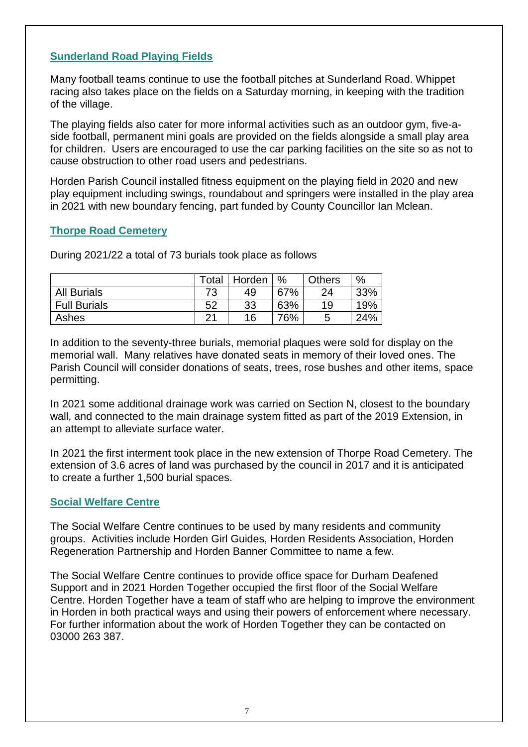## Sunderland Road Playing Fields

Many football teams continue to use the football pitches at Sunderland Road. Whippet racing also takes place on the fields on a Saturday morning, in keeping with the tradition of the village.

The playing fields also cater for more informal activities such as an outdoor gym, five-a-side football, permanent mini goals are provided on the fields alongside a small play area for children. Users are encouraged to use the car parking facilities on the site so as not to cause obstruction to other road users and pedestrians.

Horden Parish Council installed fitness equipment on the playing field in 2020 and new play equipment including swings, roundabout and springers were installed in the play area in 2021 with new boundary fencing, part funded by County Councillor Ian Mclean.

## Thorpe Road Cemetery

During 2021/22 a total of 73 burials took place as follows

| | Total | Horden | % | Others | % |
|---|---|---|---|---|---|
| All Burials | 73 | 49 | 67% | 24 | 33% |
| Full Burials | 52 | 33 | 63% | 19 | 19% |
| Ashes | 21 | 16 | 76% | 5 | 24% |

In addition to the seventy-three burials, memorial plaques were sold for display on the memorial wall. Many relatives have donated seats in memory of their loved ones. The Parish Council will consider donations of seats, trees, rose bushes and other items, space permitting.

In 2021 some additional drainage work was carried on Section N, closest to the boundary wall, and connected to the main drainage system fitted as part of the 2019 Extension, in an attempt to alleviate surface water.

In 2021 the first interment took place in the new extension of Thorpe Road Cemetery. The extension of 3.6 acres of land was purchased by the council in 2017 and it is anticipated to create a further 1,500 burial spaces.

## Social Welfare Centre

The Social Welfare Centre continues to be used by many residents and community groups. Activities include Horden Girl Guides, Horden Residents Association, Horden Regeneration Partnership and Horden Banner Committee to name a few.

The Social Welfare Centre continues to provide office space for Durham Deafened Support and in 2021 Horden Together occupied the first floor of the Social Welfare Centre. Horden Together have a team of staff who are helping to improve the environment in Horden in both practical ways and using their powers of enforcement where necessary. For further information about the work of Horden Together they can be contacted on 03000 263 387.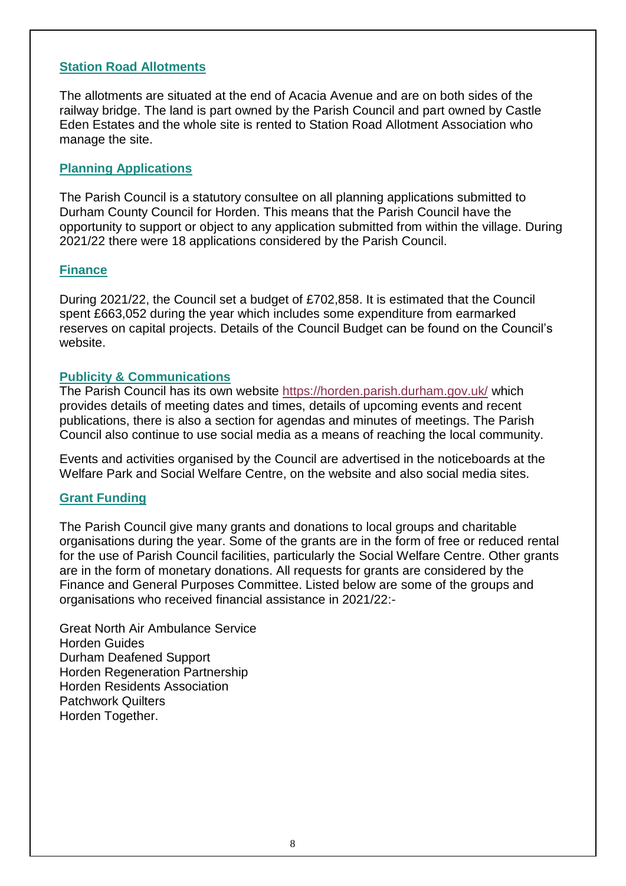## Station Road Allotments

The allotments are situated at the end of Acacia Avenue and are on both sides of the railway bridge. The land is part owned by the Parish Council and part owned by Castle Eden Estates and the whole site is rented to Station Road Allotment Association who manage the site.

## Planning Applications

The Parish Council is a statutory consultee on all planning applications submitted to Durham County Council for Horden. This means that the Parish Council have the opportunity to support or object to any application submitted from within the village. During 2021/22 there were 18 applications considered by the Parish Council.

## Finance

During 2021/22, the Council set a budget of £702,858. It is estimated that the Council spent £663,052 during the year which includes some expenditure from earmarked reserves on capital projects. Details of the Council Budget can be found on the Council's website.

## Publicity & Communications

The Parish Council has its own website https://horden.parish.durham.gov.uk/ which provides details of meeting dates and times, details of upcoming events and recent publications, there is also a section for agendas and minutes of meetings. The Parish Council also continue to use social media as a means of reaching the local community.

Events and activities organised by the Council are advertised in the noticeboards at the Welfare Park and Social Welfare Centre, on the website and also social media sites.

## Grant Funding

The Parish Council give many grants and donations to local groups and charitable organisations during the year. Some of the grants are in the form of free or reduced rental for the use of Parish Council facilities, particularly the Social Welfare Centre. Other grants are in the form of monetary donations. All requests for grants are considered by the Finance and General Purposes Committee. Listed below are some of the groups and organisations who received financial assistance in 2021/22:-

Great North Air Ambulance Service
Horden Guides
Durham Deafened Support
Horden Regeneration Partnership
Horden Residents Association
Patchwork Quilters
Horden Together.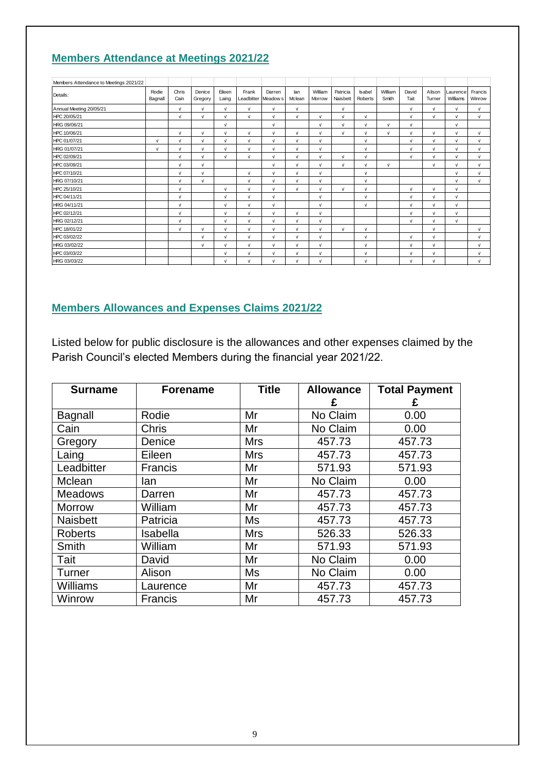## Members Attendance at Meetings 2021/22

| Members Attendance to Meetings 2021/22 | | | | | | | | | | | | | | | |
|---|---|---|---|---|---|---|---|---|---|---|---|---|---|---|---|
| Details: | Rodie Bagnall | Chris Cain | Denice Gregory | Eileen Laing | Frank Leadbitter | Darren Meadows | Ian Mclean | William Morrow | Patricia Naisbett | Isabel Roberts | William Smith | David Tait | Alison Turner | Laurence Williams | Francis Winrow |
| Annual Meeting 20/05/21 | | √ | √ | √ | √ | √ | √ | | √ | | | √ | √ | √ | √ |
| HPC 20/05/21 | | √ | √ | √ | √ | √ | √ | √ | √ | √ | | √ | √ | √ | √ |
| HRG 09/06/21 | | | | √ | | √ | | √ | √ | √ | √ | √ | | √ | |
| HPC 10/06/21 | | √ | √ | √ | √ | √ | √ | √ | √ | √ | √ | √ | √ | √ | √ |
| HPC 01/07/21 | √ | √ | √ | √ | √ | √ | √ | √ | | √ | | √ | √ | √ | √ |
| HRG 01/07/21 | √ | √ | √ | √ | √ | √ | √ | √ | | √ | | √ | √ | √ | √ |
| HPC 02/09/21 | | √ | √ | √ | √ | √ | √ | √ | √ | √ | | √ | √ | √ | √ |
| HPC 03/09/21 | | √ | √ | | | √ | √ | √ | √ | √ | √ | | √ | √ | √ |
| HPC 07/10/21 | | √ | √ | | √ | √ | √ | √ | | √ | | | | √ | √ |
| HRG 07/10/21 | | √ | √ | | √ | √ | √ | √ | | √ | | | | √ | √ |
| HPC 25/10/21 | | √ | | √ | √ | √ | √ | √ | √ | √ | | √ | √ | √ | |
| HPC 04/11/21 | | √ | | √ | √ | √ | | √ | | √ | | √ | √ | √ | |
| HRG 04/11/21 | | √ | | √ | √ | √ | | √ | | √ | | √ | √ | √ | |
| HPC 02/12/21 | | √ | | √ | √ | √ | √ | √ | | | | √ | √ | √ | |
| HRG 02/12/21 | | √ | | √ | √ | √ | √ | √ | | | | √ | √ | √ | |
| HPC 18/01/22 | | √ | √ | √ | √ | √ | √ | √ | √ | √ | | | √ | | √ |
| HPC 03/02/22 | | | √ | √ | √ | √ | √ | √ | | √ | | √ | √ | | √ |
| HRG 03/02/22 | | | √ | √ | √ | √ | √ | √ | | √ | | √ | √ | | √ |
| HPC 03/03/22 | | | | √ | √ | √ | √ | √ | | √ | | √ | √ | | √ |
| HRG 03/03/22 | | | | √ | √ | √ | √ | √ | | √ | | √ | √ | | √ |

## Members Allowances and Expenses Claims 2021/22

Listed below for public disclosure is the allowances and other expenses claimed by the Parish Council's elected Members during the financial year 2021/22.

| Surname | Forename | Title | Allowance £ | Total Payment £ |
|---|---|---|---|---|
| Bagnall | Rodie | Mr | No Claim | 0.00 |
| Cain | Chris | Mr | No Claim | 0.00 |
| Gregory | Denice | Mrs | 457.73 | 457.73 |
| Laing | Eileen | Mrs | 457.73 | 457.73 |
| Leadbitter | Francis | Mr | 571.93 | 571.93 |
| Mclean | Ian | Mr | No Claim | 0.00 |
| Meadows | Darren | Mr | 457.73 | 457.73 |
| Morrow | William | Mr | 457.73 | 457.73 |
| Naisbett | Patricia | Ms | 457.73 | 457.73 |
| Roberts | Isabella | Mrs | 526.33 | 526.33 |
| Smith | William | Mr | 571.93 | 571.93 |
| Tait | David | Mr | No Claim | 0.00 |
| Turner | Alison | Ms | No Claim | 0.00 |
| Williams | Laurence | Mr | 457.73 | 457.73 |
| Winrow | Francis | Mr | 457.73 | 457.73 |